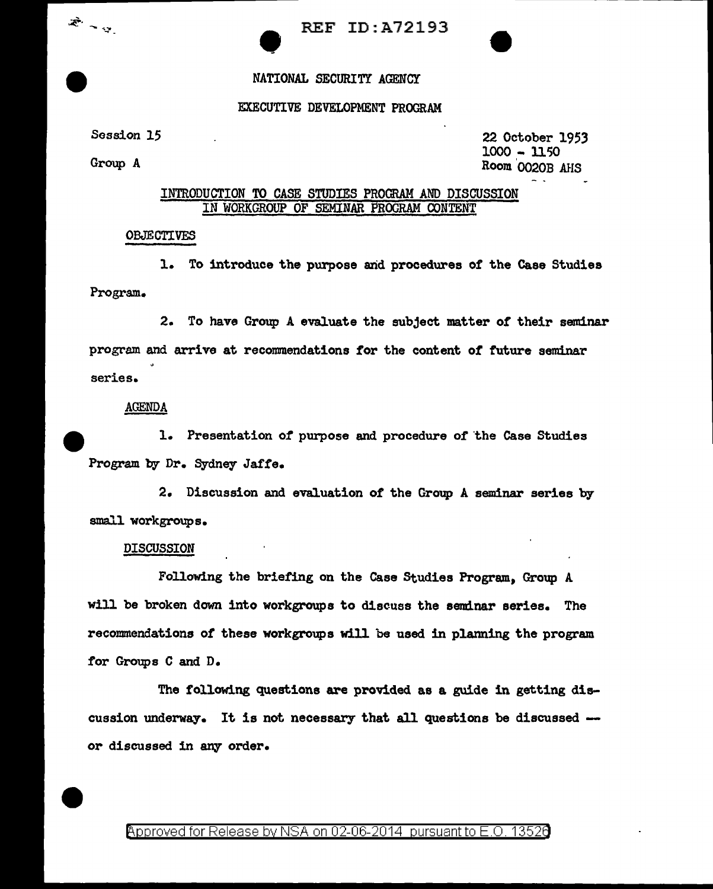REF ID:A72193

NATIONAL SECURITY AGENCY

EXECUTIVE DEVELOPMENT PROGRAM

Session 15

Group A

22 October 1953
1000 - 1150
Room 0020B AHS

INTRODUCTION TO CASE STUDIES PROGRAM AND DISCUSSION IN WORKGROUP OF SEMINAR PROGRAM CONTENT

OBJECTIVES

1. To introduce the purpose and procedures of the Case Studies Program.

2. To have Group A evaluate the subject matter of their seminar program and arrive at recommendations for the content of future seminar series.

AGENDA

1. Presentation of purpose and procedure of the Case Studies Program by Dr. Sydney Jaffe.

2. Discussion and evaluation of the Group A seminar series by small workgroups.

DISCUSSION

Following the briefing on the Case Studies Program, Group A will be broken down into workgroups to discuss the seminar series. The recommendations of these workgroups will be used in planning the program for Groups C and D.

The following questions are provided as a guide in getting discussion underway. It is not necessary that all questions be discussed -- or discussed in any order.

Approved for Release by NSA on 02-06-2014 pursuant to E.O. 13526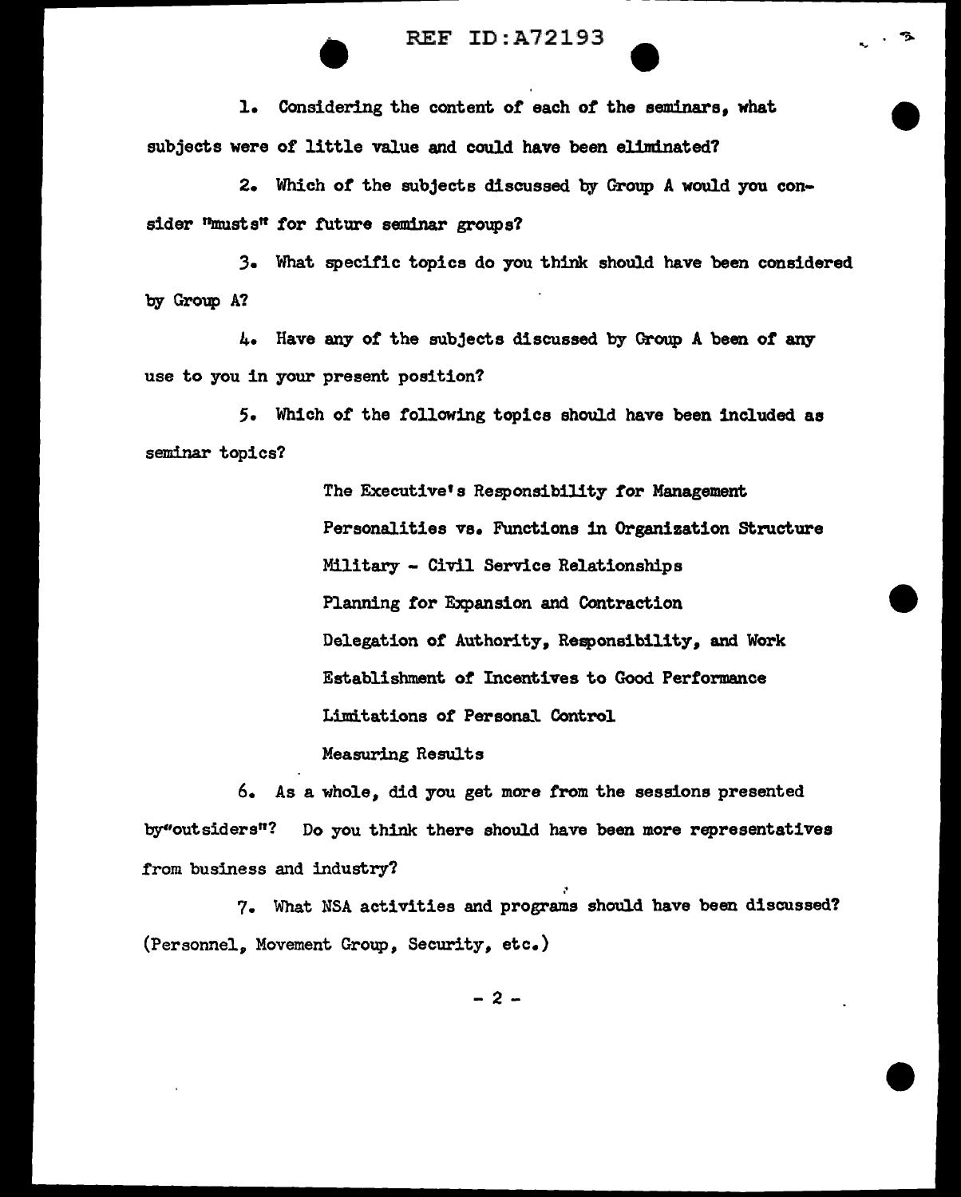1. Considering the content of each of the seminars, what subjects were of little value and could have been eliminated?

2. Which of the subjects discussed by Group A would you consider "musts" for future seminar groups?

3. What specific topics do you think should have been considered by Group A?

4. Have any of the subjects discussed by Group A been of any use to you in your present position?

5. Which of the following topics should have been included as seminar topics?

   The Executive's Responsibility for Management

   Personalities vs. Functions in Organization Structure

   Military - Civil Service Relationships

   Planning for Expansion and Contraction

   Delegation of Authority, Responsibility, and Work

   Establishment of Incentives to Good Performance

   Limitations of Personal Control

   Measuring Results

6. As a whole, did you get more from the sessions presented by "outsiders"? Do you think there should have been more representatives from business and industry?

7. What NSA activities and programs should have been discussed? (Personnel, Movement Group, Security, etc.)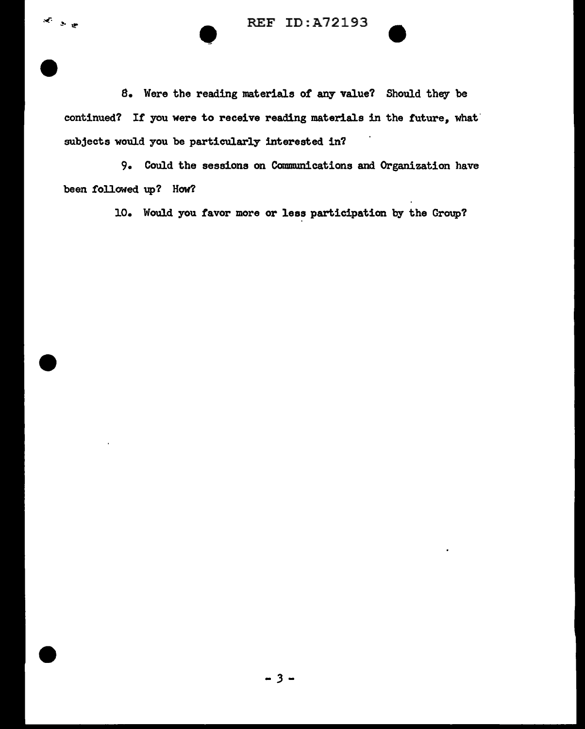8. Were the reading materials of any value? Should they be continued? If you were to receive reading materials in the future, what subjects would you be particularly interested in?

9. Could the sessions on Communications and Organization have been followed up? How?

10. Would you favor more or less participation by the Group?